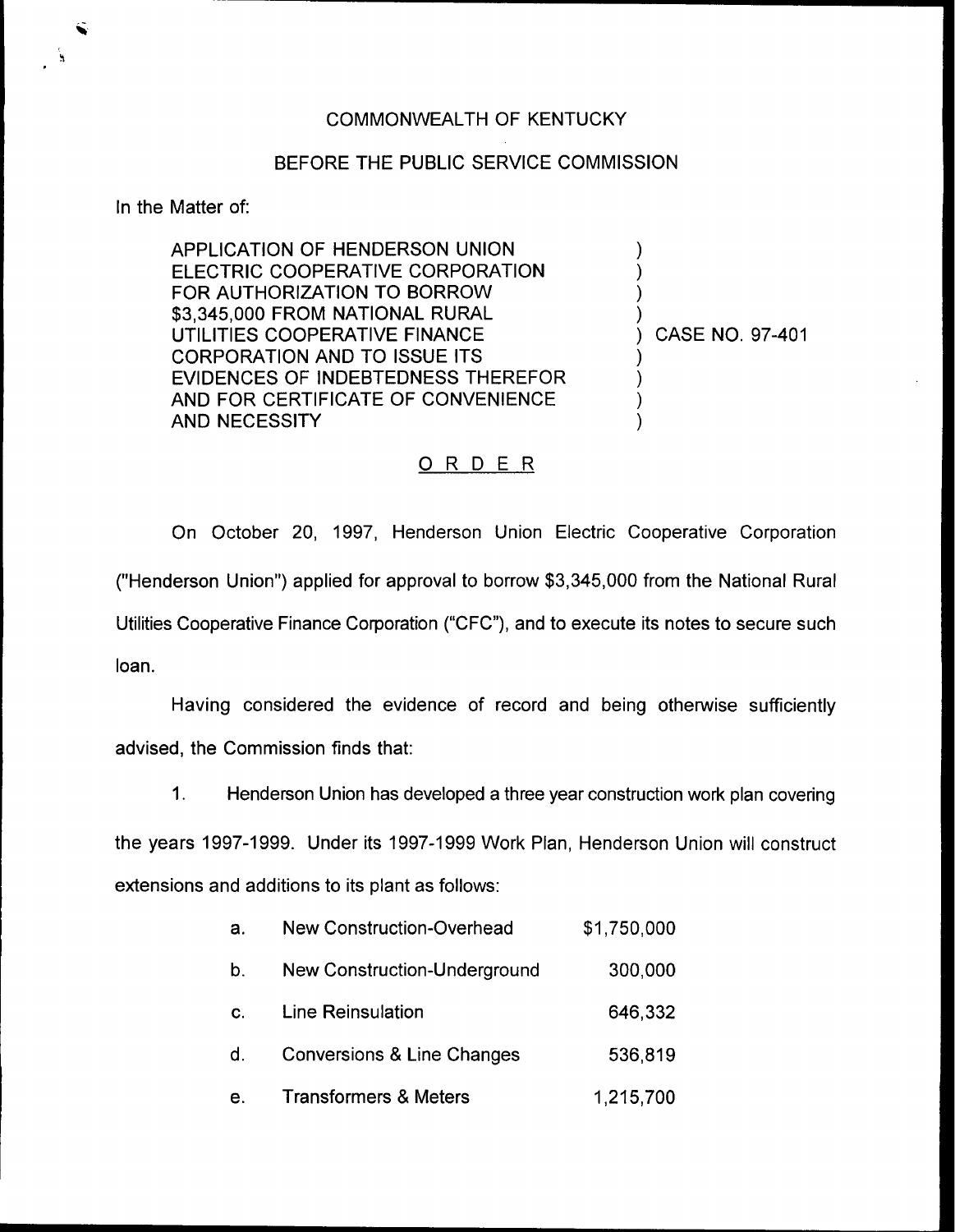COMMONWEALTH OF KENTUCKY

BEFORE THE PUBLIC SERVICE COMMISSION

In the Matter of:

APPLICATION OF HENDERSON UNION ELECTRIC COOPERATIVE CORPORATION FOR AUTHORIZATION TO BORROW $3,345,000 FROM NATIONAL RURAL UTILITIES COOPERATIVE FINANCE CORPORATION AND TO ISSUE ITS EVIDENCES OF INDEBTEDNESS THEREFOR AND FOR CERTIFICATE OF CONVENIENCE AND NECESSITY

) CASE NO. 97-401

## ORDER

On October 20, 1997, Henderson Union Electric Cooperative Corporation ("Henderson Union") applied for approval to borrow $3,345,000 from the National Rural Utilities Cooperative Finance Corporation ("CFC"), and to execute its notes to secure such loan.

Having considered the evidence of record and being otherwise sufficiently advised, the Commission finds that:

1. Henderson Union has developed a three year construction work plan covering the years 1997-1999. Under its 1997-1999 Work Plan, Henderson Union will construct extensions and additions to its plant as follows:

| | | |
|---|---|---|
| a. | New Construction-Overhead | $1,750,000 |
| b. | New Construction-Underground | 300,000 |
| c. | Line Reinsulation | 646,332 |
| d. | Conversions & Line Changes | 536,819 |
| e. | Transformers & Meters | 1,215,700 |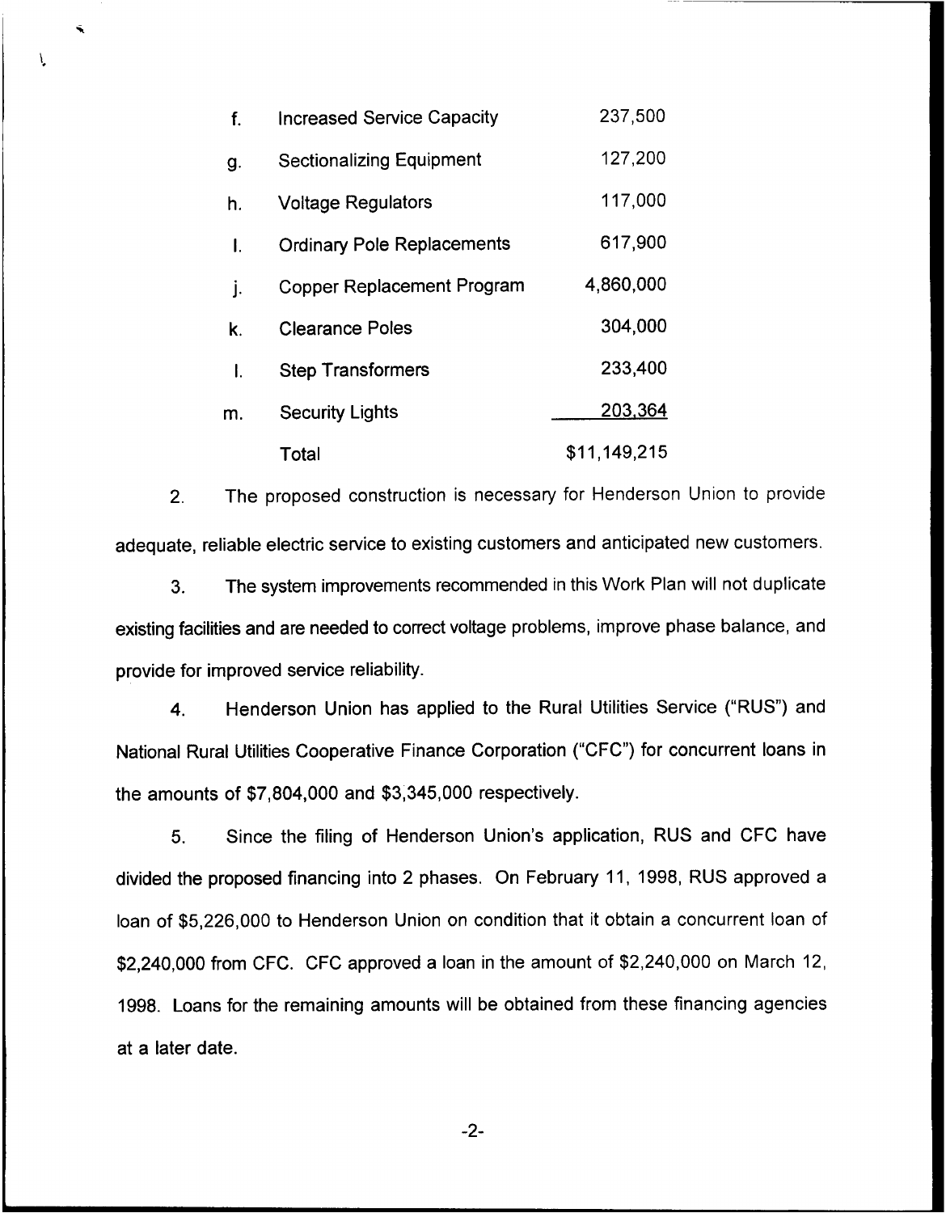| | | |
|---|---|---|
| f. | Increased Service Capacity | 237,500 |
| g. | Sectionalizing Equipment | 127,200 |
| h. | Voltage Regulators | 117,000 |
| I. | Ordinary Pole Replacements | 617,900 |
| j. | Copper Replacement Program | 4,860,000 |
| k. | Clearance Poles | 304,000 |
| l. | Step Transformers | 233,400 |
| m. | Security Lights | 203,364 |
| | Total | $11,149,215 |

2. The proposed construction is necessary for Henderson Union to provide adequate, reliable electric service to existing customers and anticipated new customers.

3. The system improvements recommended in this Work Plan will not duplicate existing facilities and are needed to correct voltage problems, improve phase balance, and provide for improved service reliability.

4. Henderson Union has applied to the Rural Utilities Service ("RUS") and National Rural Utilities Cooperative Finance Corporation ("CFC") for concurrent loans in the amounts of $7,804,000 and $3,345,000 respectively.

5. Since the filing of Henderson Union's application, RUS and CFC have divided the proposed financing into 2 phases. On February 11, 1998, RUS approved a loan of $5,226,000 to Henderson Union on condition that it obtain a concurrent loan of $2,240,000 from CFC. CFC approved a loan in the amount of $2,240,000 on March 12, 1998. Loans for the remaining amounts will be obtained from these financing agencies at a later date.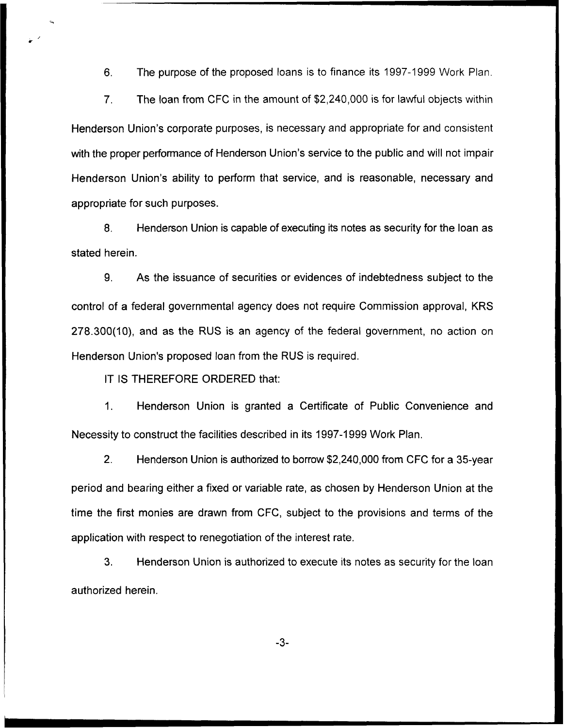6. The purpose of the proposed loans is to finance its 1997-1999 Work Plan.

7. The loan from CFC in the amount of $2,240,000 is for lawful objects within Henderson Union's corporate purposes, is necessary and appropriate for and consistent with the proper performance of Henderson Union's service to the public and will not impair Henderson Union's ability to perform that service, and is reasonable, necessary and appropriate for such purposes.

8. Henderson Union is capable of executing its notes as security for the loan as stated herein.

9. As the issuance of securities or evidences of indebtedness subject to the control of a federal governmental agency does not require Commission approval, KRS 278.300(10), and as the RUS is an agency of the federal government, no action on Henderson Union's proposed loan from the RUS is required.

IT IS THEREFORE ORDERED that:

1. Henderson Union is granted a Certificate of Public Convenience and Necessity to construct the facilities described in its 1997-1999 Work Plan.

2. Henderson Union is authorized to borrow $2,240,000 from CFC for a 35-year period and bearing either a fixed or variable rate, as chosen by Henderson Union at the time the first monies are drawn from CFC, subject to the provisions and terms of the application with respect to renegotiation of the interest rate.

3. Henderson Union is authorized to execute its notes as security for the loan authorized herein.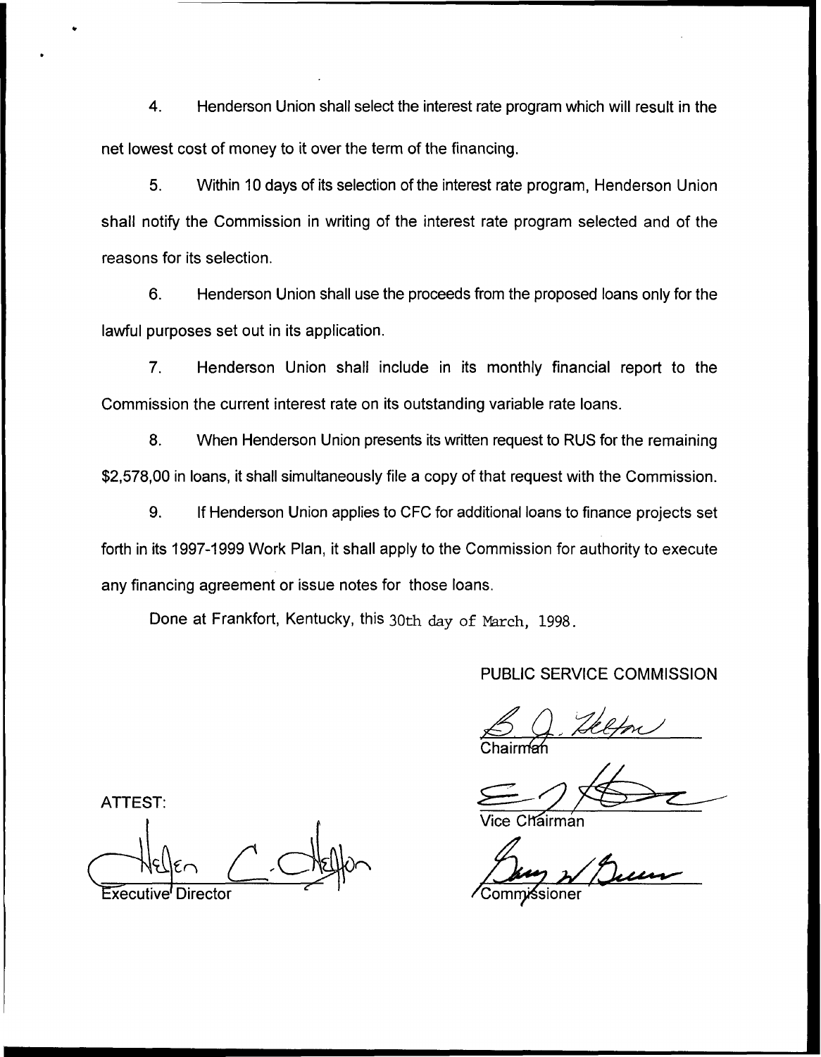4. Henderson Union shall select the interest rate program which will result in the net lowest cost of money to it over the term of the financing.

5. Within 10 days of its selection of the interest rate program, Henderson Union shall notify the Commission in writing of the interest rate program selected and of the reasons for its selection.

6. Henderson Union shall use the proceeds from the proposed loans only for the lawful purposes set out in its application.

7. Henderson Union shall include in its monthly financial report to the Commission the current interest rate on its outstanding variable rate loans.

8. When Henderson Union presents its written request to RUS for the remaining $2,578,00 in loans, it shall simultaneously file a copy of that request with the Commission.

9. If Henderson Union applies to CFC for additional loans to finance projects set forth in its 1997-1999 Work Plan, it shall apply to the Commission for authority to execute any financing agreement or issue notes for those loans.

Done at Frankfort, Kentucky, this 30th day of March, 1998.

PUBLIC SERVICE COMMISSION

Chairman

Vice Chairman

Commissioner

ATTEST:

Executive Director